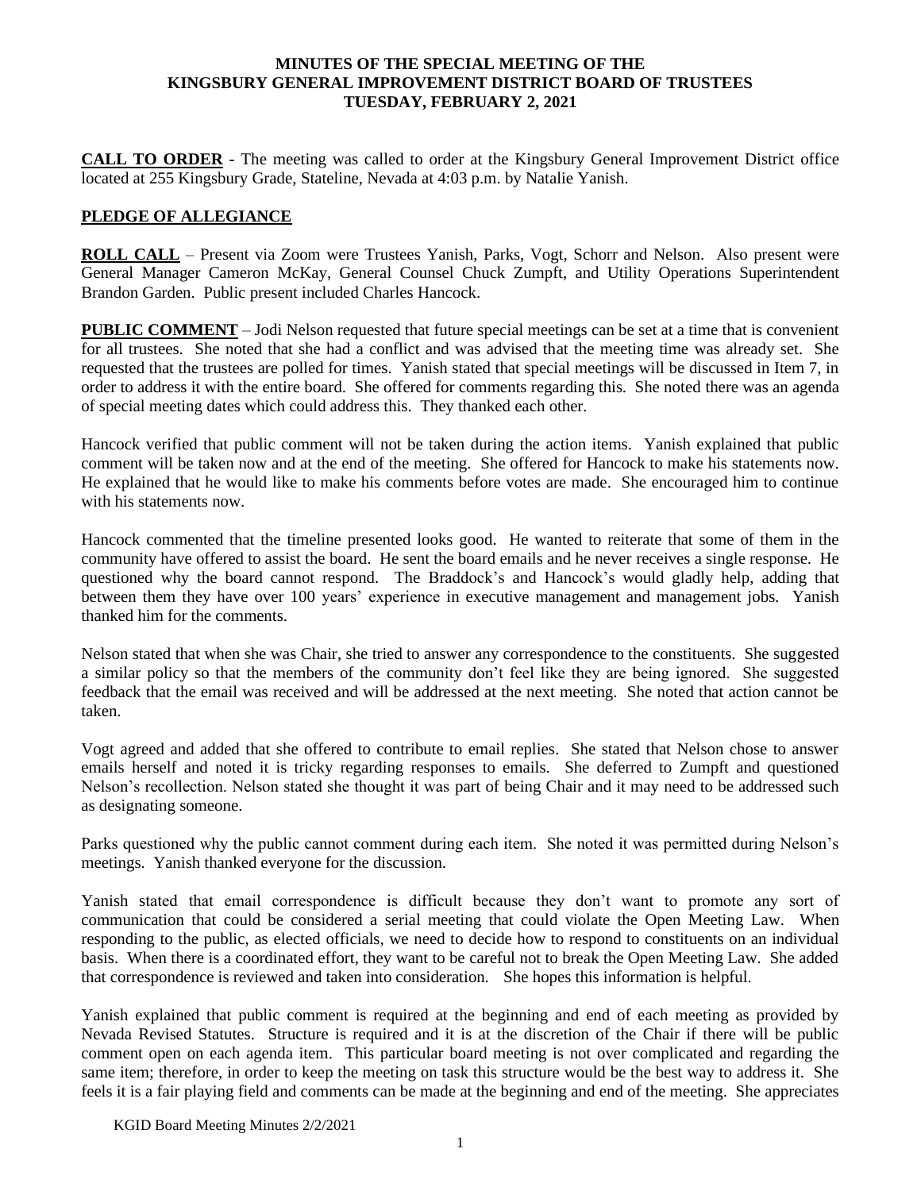# MINUTES OF THE SPECIAL MEETING OF THE KINGSBURY GENERAL IMPROVEMENT DISTRICT BOARD OF TRUSTEES TUESDAY, FEBRUARY 2, 2021

**CALL TO ORDER** - The meeting was called to order at the Kingsbury General Improvement District office located at 255 Kingsbury Grade, Stateline, Nevada at 4:03 p.m. by Natalie Yanish.

**PLEDGE OF ALLEGIANCE**

**ROLL CALL** – Present via Zoom were Trustees Yanish, Parks, Vogt, Schorr and Nelson. Also present were General Manager Cameron McKay, General Counsel Chuck Zumpft, and Utility Operations Superintendent Brandon Garden. Public present included Charles Hancock.

**PUBLIC COMMENT** – Jodi Nelson requested that future special meetings can be set at a time that is convenient for all trustees. She noted that she had a conflict and was advised that the meeting time was already set. She requested that the trustees are polled for times. Yanish stated that special meetings will be discussed in Item 7, in order to address it with the entire board. She offered for comments regarding this. She noted there was an agenda of special meeting dates which could address this. They thanked each other.

Hancock verified that public comment will not be taken during the action items. Yanish explained that public comment will be taken now and at the end of the meeting. She offered for Hancock to make his statements now. He explained that he would like to make his comments before votes are made. She encouraged him to continue with his statements now.

Hancock commented that the timeline presented looks good. He wanted to reiterate that some of them in the community have offered to assist the board. He sent the board emails and he never receives a single response. He questioned why the board cannot respond. The Braddock's and Hancock's would gladly help, adding that between them they have over 100 years' experience in executive management and management jobs. Yanish thanked him for the comments.

Nelson stated that when she was Chair, she tried to answer any correspondence to the constituents. She suggested a similar policy so that the members of the community don't feel like they are being ignored. She suggested feedback that the email was received and will be addressed at the next meeting. She noted that action cannot be taken.

Vogt agreed and added that she offered to contribute to email replies. She stated that Nelson chose to answer emails herself and noted it is tricky regarding responses to emails. She deferred to Zumpft and questioned Nelson's recollection. Nelson stated she thought it was part of being Chair and it may need to be addressed such as designating someone.

Parks questioned why the public cannot comment during each item. She noted it was permitted during Nelson's meetings. Yanish thanked everyone for the discussion.

Yanish stated that email correspondence is difficult because they don't want to promote any sort of communication that could be considered a serial meeting that could violate the Open Meeting Law. When responding to the public, as elected officials, we need to decide how to respond to constituents on an individual basis. When there is a coordinated effort, they want to be careful not to break the Open Meeting Law. She added that correspondence is reviewed and taken into consideration. She hopes this information is helpful.

Yanish explained that public comment is required at the beginning and end of each meeting as provided by Nevada Revised Statutes. Structure is required and it is at the discretion of the Chair if there will be public comment open on each agenda item. This particular board meeting is not over complicated and regarding the same item; therefore, in order to keep the meeting on task this structure would be the best way to address it. She feels it is a fair playing field and comments can be made at the beginning and end of the meeting. She appreciates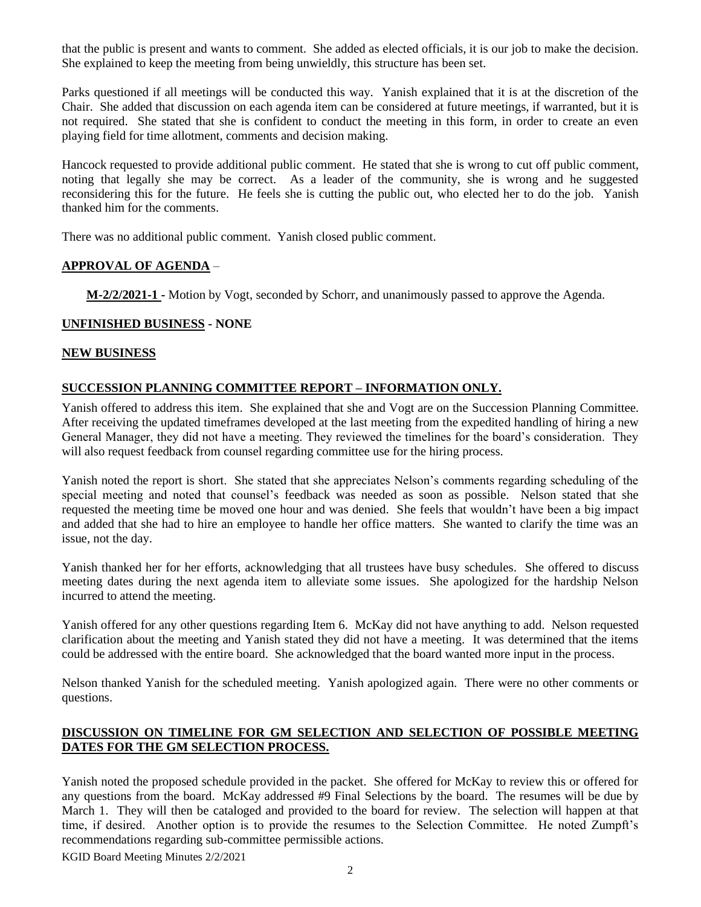that the public is present and wants to comment. She added as elected officials, it is our job to make the decision. She explained to keep the meeting from being unwieldly, this structure has been set.

Parks questioned if all meetings will be conducted this way. Yanish explained that it is at the discretion of the Chair. She added that discussion on each agenda item can be considered at future meetings, if warranted, but it is not required. She stated that she is confident to conduct the meeting in this form, in order to create an even playing field for time allotment, comments and decision making.

Hancock requested to provide additional public comment. He stated that she is wrong to cut off public comment, noting that legally she may be correct. As a leader of the community, she is wrong and he suggested reconsidering this for the future. He feels she is cutting the public out, who elected her to do the job. Yanish thanked him for the comments.

There was no additional public comment. Yanish closed public comment.

## APPROVAL OF AGENDA –

**M-2/2/2021-1 -** Motion by Vogt, seconded by Schorr, and unanimously passed to approve the Agenda.

## UNFINISHED BUSINESS - NONE

## NEW BUSINESS

## SUCCESSION PLANNING COMMITTEE REPORT – INFORMATION ONLY.

Yanish offered to address this item. She explained that she and Vogt are on the Succession Planning Committee. After receiving the updated timeframes developed at the last meeting from the expedited handling of hiring a new General Manager, they did not have a meeting. They reviewed the timelines for the board's consideration. They will also request feedback from counsel regarding committee use for the hiring process.

Yanish noted the report is short. She stated that she appreciates Nelson's comments regarding scheduling of the special meeting and noted that counsel's feedback was needed as soon as possible. Nelson stated that she requested the meeting time be moved one hour and was denied. She feels that wouldn't have been a big impact and added that she had to hire an employee to handle her office matters. She wanted to clarify the time was an issue, not the day.

Yanish thanked her for her efforts, acknowledging that all trustees have busy schedules. She offered to discuss meeting dates during the next agenda item to alleviate some issues. She apologized for the hardship Nelson incurred to attend the meeting.

Yanish offered for any other questions regarding Item 6. McKay did not have anything to add. Nelson requested clarification about the meeting and Yanish stated they did not have a meeting. It was determined that the items could be addressed with the entire board. She acknowledged that the board wanted more input in the process.

Nelson thanked Yanish for the scheduled meeting. Yanish apologized again. There were no other comments or questions.

## DISCUSSION ON TIMELINE FOR GM SELECTION AND SELECTION OF POSSIBLE MEETING DATES FOR THE GM SELECTION PROCESS.

Yanish noted the proposed schedule provided in the packet. She offered for McKay to review this or offered for any questions from the board. McKay addressed #9 Final Selections by the board. The resumes will be due by March 1. They will then be cataloged and provided to the board for review. The selection will happen at that time, if desired. Another option is to provide the resumes to the Selection Committee. He noted Zumpft's recommendations regarding sub-committee permissible actions.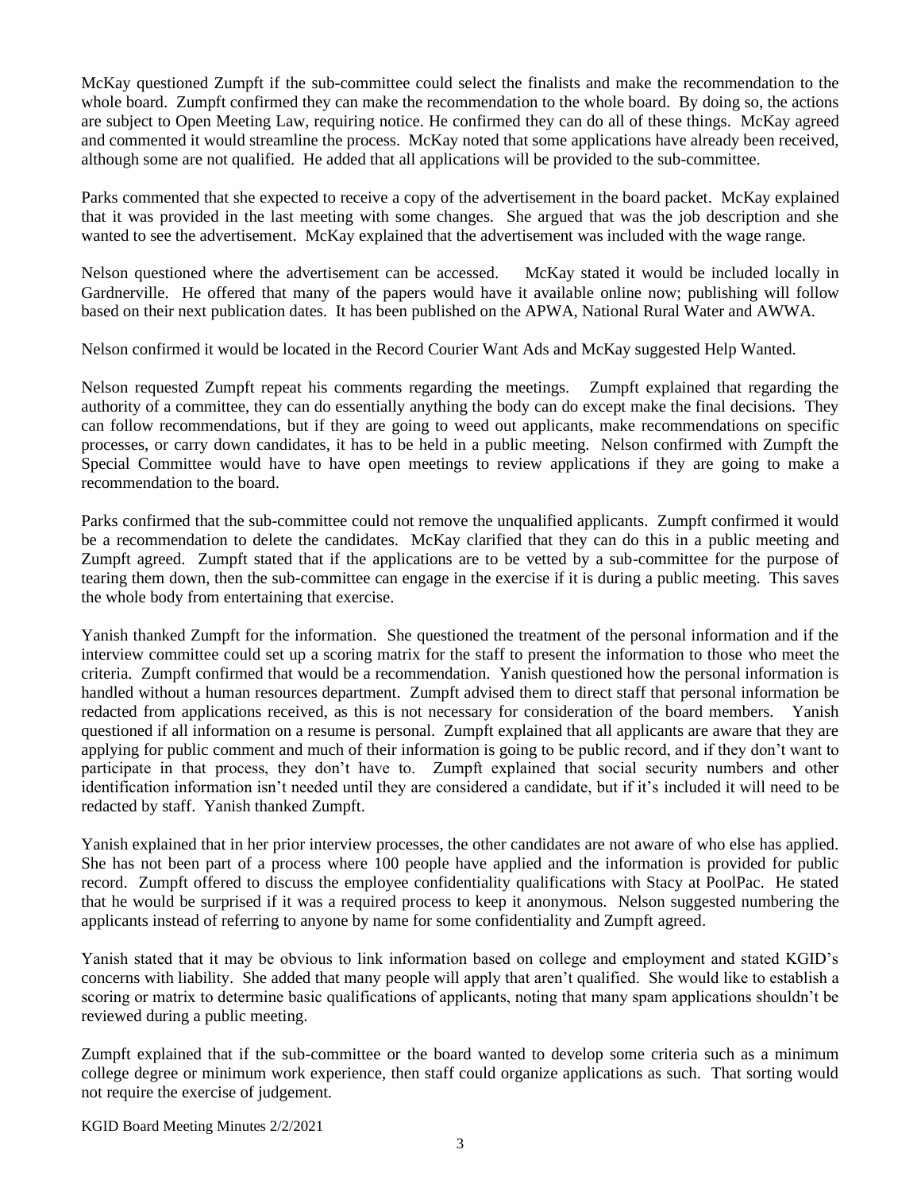McKay questioned Zumpft if the sub-committee could select the finalists and make the recommendation to the whole board. Zumpft confirmed they can make the recommendation to the whole board. By doing so, the actions are subject to Open Meeting Law, requiring notice. He confirmed they can do all of these things. McKay agreed and commented it would streamline the process. McKay noted that some applications have already been received, although some are not qualified. He added that all applications will be provided to the sub-committee.

Parks commented that she expected to receive a copy of the advertisement in the board packet. McKay explained that it was provided in the last meeting with some changes. She argued that was the job description and she wanted to see the advertisement. McKay explained that the advertisement was included with the wage range.

Nelson questioned where the advertisement can be accessed. McKay stated it would be included locally in Gardnerville. He offered that many of the papers would have it available online now; publishing will follow based on their next publication dates. It has been published on the APWA, National Rural Water and AWWA.

Nelson confirmed it would be located in the Record Courier Want Ads and McKay suggested Help Wanted.

Nelson requested Zumpft repeat his comments regarding the meetings. Zumpft explained that regarding the authority of a committee, they can do essentially anything the body can do except make the final decisions. They can follow recommendations, but if they are going to weed out applicants, make recommendations on specific processes, or carry down candidates, it has to be held in a public meeting. Nelson confirmed with Zumpft the Special Committee would have to have open meetings to review applications if they are going to make a recommendation to the board.

Parks confirmed that the sub-committee could not remove the unqualified applicants. Zumpft confirmed it would be a recommendation to delete the candidates. McKay clarified that they can do this in a public meeting and Zumpft agreed. Zumpft stated that if the applications are to be vetted by a sub-committee for the purpose of tearing them down, then the sub-committee can engage in the exercise if it is during a public meeting. This saves the whole body from entertaining that exercise.

Yanish thanked Zumpft for the information. She questioned the treatment of the personal information and if the interview committee could set up a scoring matrix for the staff to present the information to those who meet the criteria. Zumpft confirmed that would be a recommendation. Yanish questioned how the personal information is handled without a human resources department. Zumpft advised them to direct staff that personal information be redacted from applications received, as this is not necessary for consideration of the board members. Yanish questioned if all information on a resume is personal. Zumpft explained that all applicants are aware that they are applying for public comment and much of their information is going to be public record, and if they don't want to participate in that process, they don't have to. Zumpft explained that social security numbers and other identification information isn't needed until they are considered a candidate, but if it's included it will need to be redacted by staff. Yanish thanked Zumpft.

Yanish explained that in her prior interview processes, the other candidates are not aware of who else has applied. She has not been part of a process where 100 people have applied and the information is provided for public record. Zumpft offered to discuss the employee confidentiality qualifications with Stacy at PoolPac. He stated that he would be surprised if it was a required process to keep it anonymous. Nelson suggested numbering the applicants instead of referring to anyone by name for some confidentiality and Zumpft agreed.

Yanish stated that it may be obvious to link information based on college and employment and stated KGID's concerns with liability. She added that many people will apply that aren't qualified. She would like to establish a scoring or matrix to determine basic qualifications of applicants, noting that many spam applications shouldn't be reviewed during a public meeting.

Zumpft explained that if the sub-committee or the board wanted to develop some criteria such as a minimum college degree or minimum work experience, then staff could organize applications as such. That sorting would not require the exercise of judgement.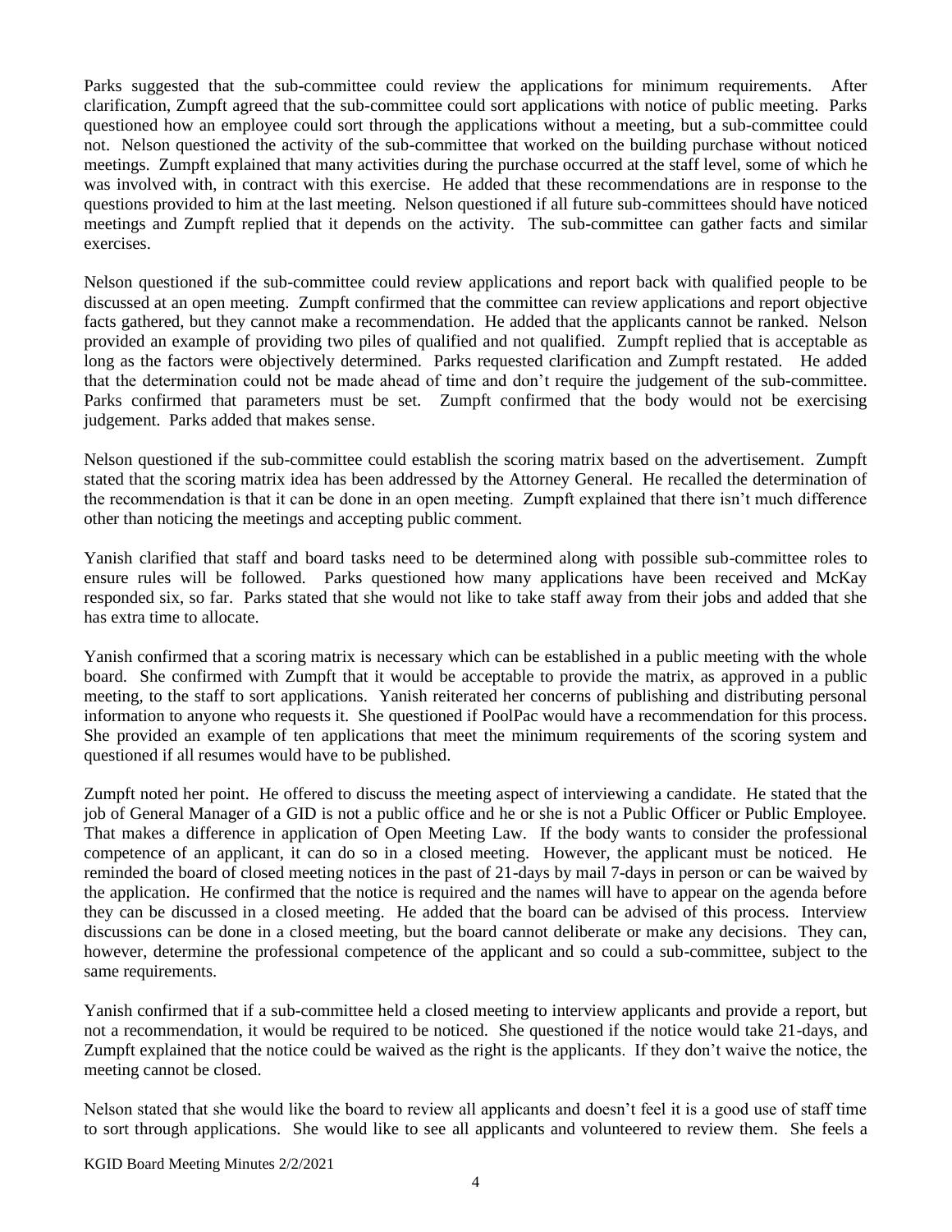Parks suggested that the sub-committee could review the applications for minimum requirements. After clarification, Zumpft agreed that the sub-committee could sort applications with notice of public meeting. Parks questioned how an employee could sort through the applications without a meeting, but a sub-committee could not. Nelson questioned the activity of the sub-committee that worked on the building purchase without noticed meetings. Zumpft explained that many activities during the purchase occurred at the staff level, some of which he was involved with, in contract with this exercise. He added that these recommendations are in response to the questions provided to him at the last meeting. Nelson questioned if all future sub-committees should have noticed meetings and Zumpft replied that it depends on the activity. The sub-committee can gather facts and similar exercises.

Nelson questioned if the sub-committee could review applications and report back with qualified people to be discussed at an open meeting. Zumpft confirmed that the committee can review applications and report objective facts gathered, but they cannot make a recommendation. He added that the applicants cannot be ranked. Nelson provided an example of providing two piles of qualified and not qualified. Zumpft replied that is acceptable as long as the factors were objectively determined. Parks requested clarification and Zumpft restated. He added that the determination could not be made ahead of time and don't require the judgement of the sub-committee. Parks confirmed that parameters must be set. Zumpft confirmed that the body would not be exercising judgement. Parks added that makes sense.

Nelson questioned if the sub-committee could establish the scoring matrix based on the advertisement. Zumpft stated that the scoring matrix idea has been addressed by the Attorney General. He recalled the determination of the recommendation is that it can be done in an open meeting. Zumpft explained that there isn't much difference other than noticing the meetings and accepting public comment.

Yanish clarified that staff and board tasks need to be determined along with possible sub-committee roles to ensure rules will be followed. Parks questioned how many applications have been received and McKay responded six, so far. Parks stated that she would not like to take staff away from their jobs and added that she has extra time to allocate.

Yanish confirmed that a scoring matrix is necessary which can be established in a public meeting with the whole board. She confirmed with Zumpft that it would be acceptable to provide the matrix, as approved in a public meeting, to the staff to sort applications. Yanish reiterated her concerns of publishing and distributing personal information to anyone who requests it. She questioned if PoolPac would have a recommendation for this process. She provided an example of ten applications that meet the minimum requirements of the scoring system and questioned if all resumes would have to be published.

Zumpft noted her point. He offered to discuss the meeting aspect of interviewing a candidate. He stated that the job of General Manager of a GID is not a public office and he or she is not a Public Officer or Public Employee. That makes a difference in application of Open Meeting Law. If the body wants to consider the professional competence of an applicant, it can do so in a closed meeting. However, the applicant must be noticed. He reminded the board of closed meeting notices in the past of 21-days by mail 7-days in person or can be waived by the application. He confirmed that the notice is required and the names will have to appear on the agenda before they can be discussed in a closed meeting. He added that the board can be advised of this process. Interview discussions can be done in a closed meeting, but the board cannot deliberate or make any decisions. They can, however, determine the professional competence of the applicant and so could a sub-committee, subject to the same requirements.

Yanish confirmed that if a sub-committee held a closed meeting to interview applicants and provide a report, but not a recommendation, it would be required to be noticed. She questioned if the notice would take 21-days, and Zumpft explained that the notice could be waived as the right is the applicants. If they don't waive the notice, the meeting cannot be closed.

Nelson stated that she would like the board to review all applicants and doesn't feel it is a good use of staff time to sort through applications. She would like to see all applicants and volunteered to review them. She feels a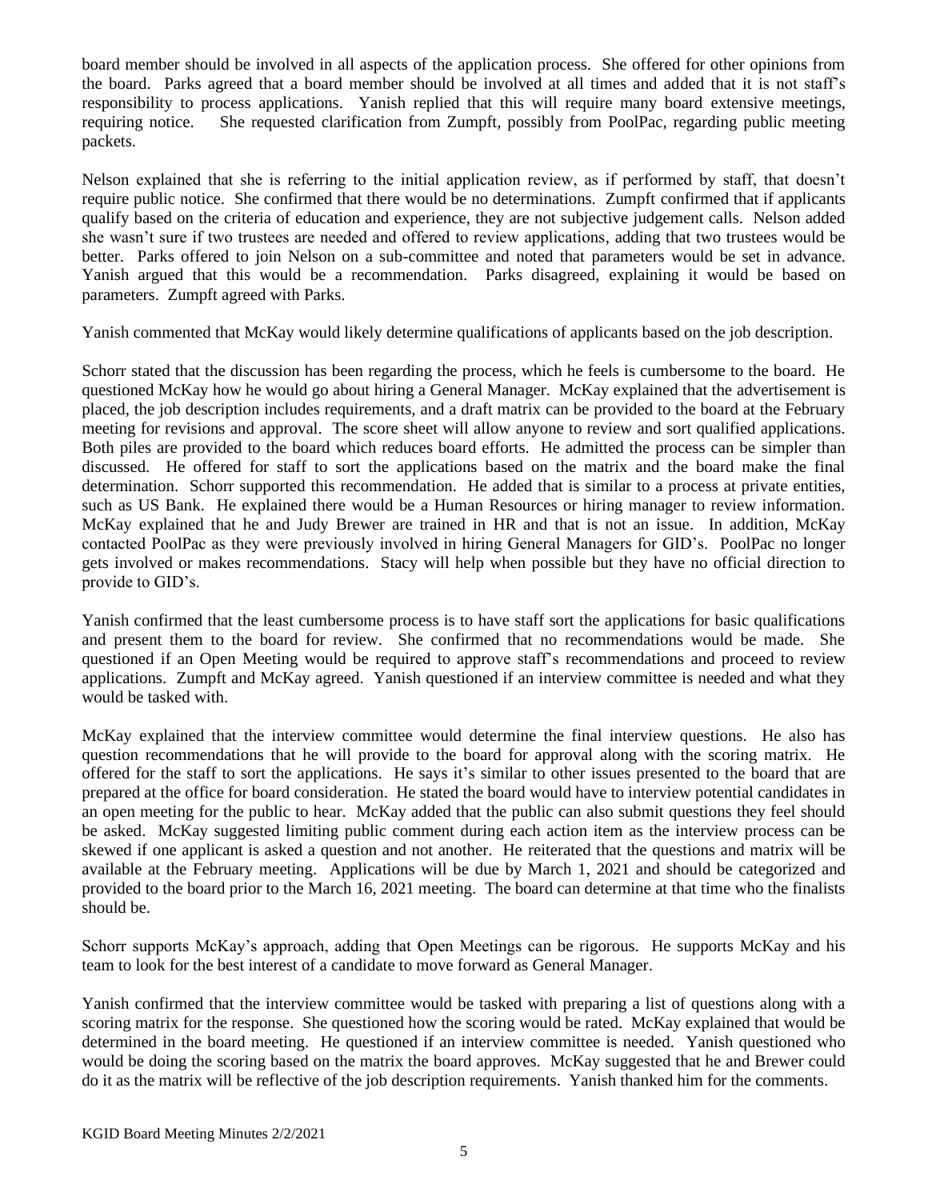board member should be involved in all aspects of the application process. She offered for other opinions from the board. Parks agreed that a board member should be involved at all times and added that it is not staff's responsibility to process applications. Yanish replied that this will require many board extensive meetings, requiring notice. She requested clarification from Zumpft, possibly from PoolPac, regarding public meeting packets.

Nelson explained that she is referring to the initial application review, as if performed by staff, that doesn't require public notice. She confirmed that there would be no determinations. Zumpft confirmed that if applicants qualify based on the criteria of education and experience, they are not subjective judgement calls. Nelson added she wasn't sure if two trustees are needed and offered to review applications, adding that two trustees would be better. Parks offered to join Nelson on a sub-committee and noted that parameters would be set in advance. Yanish argued that this would be a recommendation. Parks disagreed, explaining it would be based on parameters. Zumpft agreed with Parks.

Yanish commented that McKay would likely determine qualifications of applicants based on the job description.

Schorr stated that the discussion has been regarding the process, which he feels is cumbersome to the board. He questioned McKay how he would go about hiring a General Manager. McKay explained that the advertisement is placed, the job description includes requirements, and a draft matrix can be provided to the board at the February meeting for revisions and approval. The score sheet will allow anyone to review and sort qualified applications. Both piles are provided to the board which reduces board efforts. He admitted the process can be simpler than discussed. He offered for staff to sort the applications based on the matrix and the board make the final determination. Schorr supported this recommendation. He added that is similar to a process at private entities, such as US Bank. He explained there would be a Human Resources or hiring manager to review information. McKay explained that he and Judy Brewer are trained in HR and that is not an issue. In addition, McKay contacted PoolPac as they were previously involved in hiring General Managers for GID's. PoolPac no longer gets involved or makes recommendations. Stacy will help when possible but they have no official direction to provide to GID's.

Yanish confirmed that the least cumbersome process is to have staff sort the applications for basic qualifications and present them to the board for review. She confirmed that no recommendations would be made. She questioned if an Open Meeting would be required to approve staff's recommendations and proceed to review applications. Zumpft and McKay agreed. Yanish questioned if an interview committee is needed and what they would be tasked with.

McKay explained that the interview committee would determine the final interview questions. He also has question recommendations that he will provide to the board for approval along with the scoring matrix. He offered for the staff to sort the applications. He says it's similar to other issues presented to the board that are prepared at the office for board consideration. He stated the board would have to interview potential candidates in an open meeting for the public to hear. McKay added that the public can also submit questions they feel should be asked. McKay suggested limiting public comment during each action item as the interview process can be skewed if one applicant is asked a question and not another. He reiterated that the questions and matrix will be available at the February meeting. Applications will be due by March 1, 2021 and should be categorized and provided to the board prior to the March 16, 2021 meeting. The board can determine at that time who the finalists should be.

Schorr supports McKay's approach, adding that Open Meetings can be rigorous. He supports McKay and his team to look for the best interest of a candidate to move forward as General Manager.

Yanish confirmed that the interview committee would be tasked with preparing a list of questions along with a scoring matrix for the response. She questioned how the scoring would be rated. McKay explained that would be determined in the board meeting. He questioned if an interview committee is needed. Yanish questioned who would be doing the scoring based on the matrix the board approves. McKay suggested that he and Brewer could do it as the matrix will be reflective of the job description requirements. Yanish thanked him for the comments.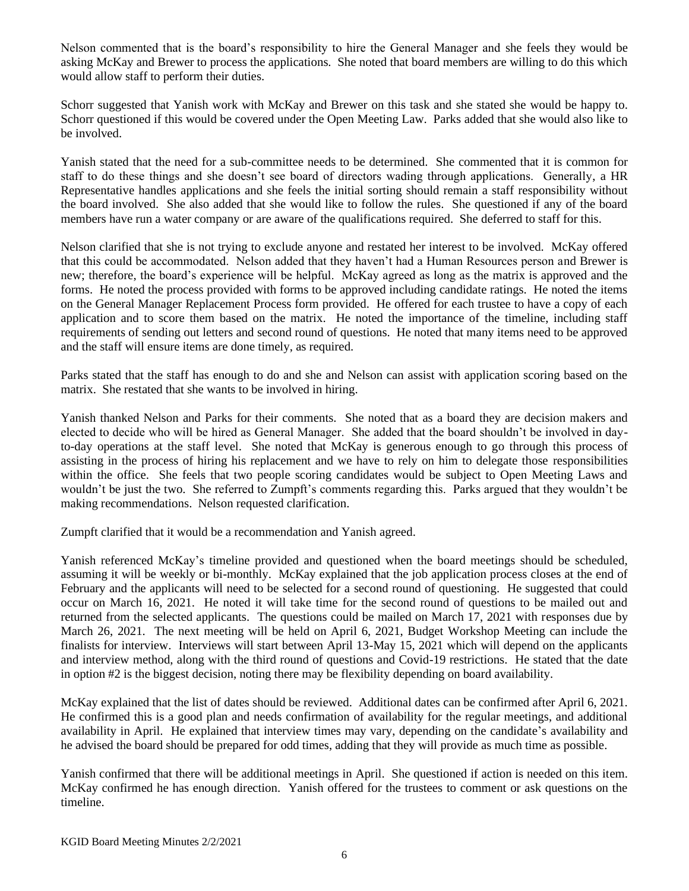Nelson commented that is the board's responsibility to hire the General Manager and she feels they would be asking McKay and Brewer to process the applications. She noted that board members are willing to do this which would allow staff to perform their duties.

Schorr suggested that Yanish work with McKay and Brewer on this task and she stated she would be happy to. Schorr questioned if this would be covered under the Open Meeting Law. Parks added that she would also like to be involved.

Yanish stated that the need for a sub-committee needs to be determined. She commented that it is common for staff to do these things and she doesn't see board of directors wading through applications. Generally, a HR Representative handles applications and she feels the initial sorting should remain a staff responsibility without the board involved. She also added that she would like to follow the rules. She questioned if any of the board members have run a water company or are aware of the qualifications required. She deferred to staff for this.

Nelson clarified that she is not trying to exclude anyone and restated her interest to be involved. McKay offered that this could be accommodated. Nelson added that they haven't had a Human Resources person and Brewer is new; therefore, the board's experience will be helpful. McKay agreed as long as the matrix is approved and the forms. He noted the process provided with forms to be approved including candidate ratings. He noted the items on the General Manager Replacement Process form provided. He offered for each trustee to have a copy of each application and to score them based on the matrix. He noted the importance of the timeline, including staff requirements of sending out letters and second round of questions. He noted that many items need to be approved and the staff will ensure items are done timely, as required.

Parks stated that the staff has enough to do and she and Nelson can assist with application scoring based on the matrix. She restated that she wants to be involved in hiring.

Yanish thanked Nelson and Parks for their comments. She noted that as a board they are decision makers and elected to decide who will be hired as General Manager. She added that the board shouldn't be involved in day-to-day operations at the staff level. She noted that McKay is generous enough to go through this process of assisting in the process of hiring his replacement and we have to rely on him to delegate those responsibilities within the office. She feels that two people scoring candidates would be subject to Open Meeting Laws and wouldn't be just the two. She referred to Zumpft's comments regarding this. Parks argued that they wouldn't be making recommendations. Nelson requested clarification.

Zumpft clarified that it would be a recommendation and Yanish agreed.

Yanish referenced McKay's timeline provided and questioned when the board meetings should be scheduled, assuming it will be weekly or bi-monthly. McKay explained that the job application process closes at the end of February and the applicants will need to be selected for a second round of questioning. He suggested that could occur on March 16, 2021. He noted it will take time for the second round of questions to be mailed out and returned from the selected applicants. The questions could be mailed on March 17, 2021 with responses due by March 26, 2021. The next meeting will be held on April 6, 2021, Budget Workshop Meeting can include the finalists for interview. Interviews will start between April 13-May 15, 2021 which will depend on the applicants and interview method, along with the third round of questions and Covid-19 restrictions. He stated that the date in option #2 is the biggest decision, noting there may be flexibility depending on board availability.

McKay explained that the list of dates should be reviewed. Additional dates can be confirmed after April 6, 2021. He confirmed this is a good plan and needs confirmation of availability for the regular meetings, and additional availability in April. He explained that interview times may vary, depending on the candidate's availability and he advised the board should be prepared for odd times, adding that they will provide as much time as possible.

Yanish confirmed that there will be additional meetings in April. She questioned if action is needed on this item. McKay confirmed he has enough direction. Yanish offered for the trustees to comment or ask questions on the timeline.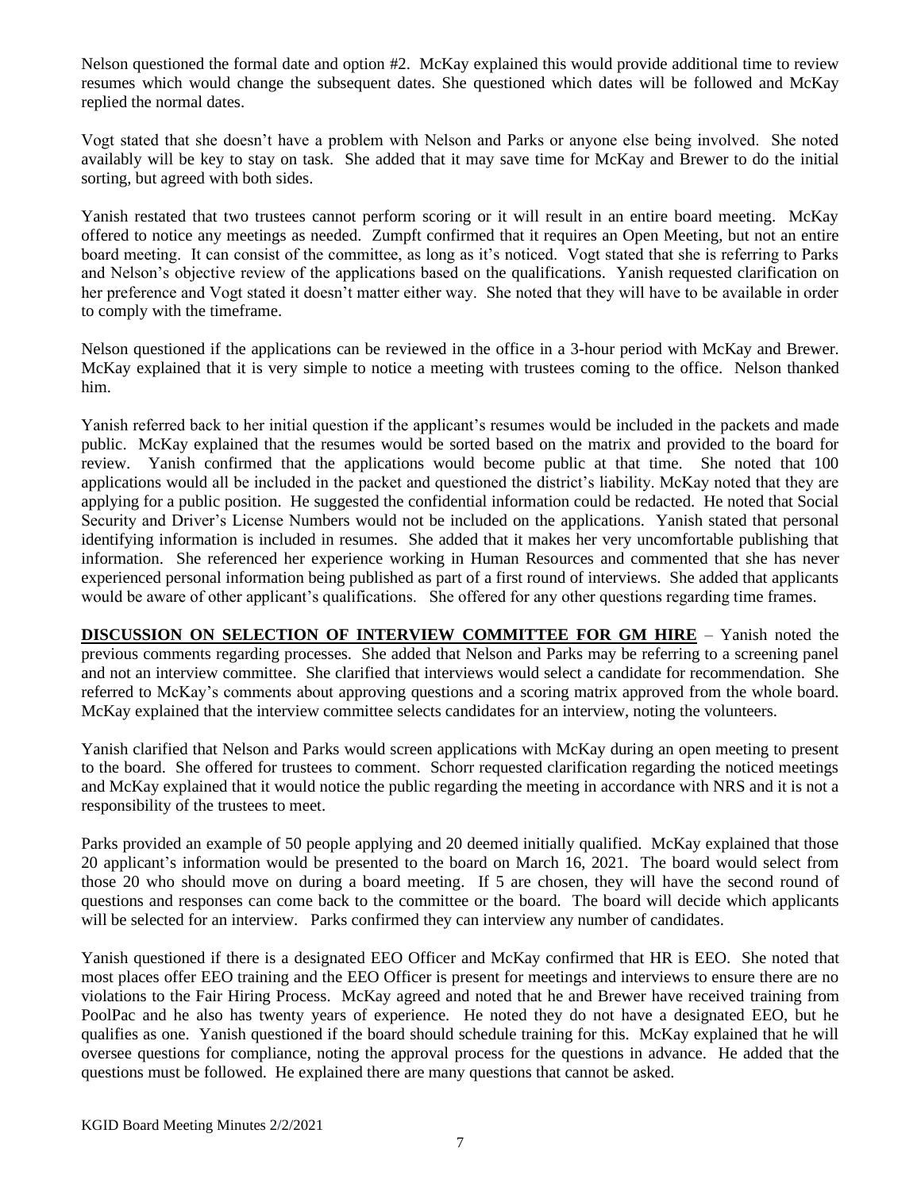Nelson questioned the formal date and option #2. McKay explained this would provide additional time to review resumes which would change the subsequent dates. She questioned which dates will be followed and McKay replied the normal dates.

Vogt stated that she doesn't have a problem with Nelson and Parks or anyone else being involved. She noted availably will be key to stay on task. She added that it may save time for McKay and Brewer to do the initial sorting, but agreed with both sides.

Yanish restated that two trustees cannot perform scoring or it will result in an entire board meeting. McKay offered to notice any meetings as needed. Zumpft confirmed that it requires an Open Meeting, but not an entire board meeting. It can consist of the committee, as long as it's noticed. Vogt stated that she is referring to Parks and Nelson's objective review of the applications based on the qualifications. Yanish requested clarification on her preference and Vogt stated it doesn't matter either way. She noted that they will have to be available in order to comply with the timeframe.

Nelson questioned if the applications can be reviewed in the office in a 3-hour period with McKay and Brewer. McKay explained that it is very simple to notice a meeting with trustees coming to the office. Nelson thanked him.

Yanish referred back to her initial question if the applicant's resumes would be included in the packets and made public. McKay explained that the resumes would be sorted based on the matrix and provided to the board for review. Yanish confirmed that the applications would become public at that time. She noted that 100 applications would all be included in the packet and questioned the district's liability. McKay noted that they are applying for a public position. He suggested the confidential information could be redacted. He noted that Social Security and Driver's License Numbers would not be included on the applications. Yanish stated that personal identifying information is included in resumes. She added that it makes her very uncomfortable publishing that information. She referenced her experience working in Human Resources and commented that she has never experienced personal information being published as part of a first round of interviews. She added that applicants would be aware of other applicant's qualifications. She offered for any other questions regarding time frames.

**DISCUSSION ON SELECTION OF INTERVIEW COMMITTEE FOR GM HIRE** – Yanish noted the previous comments regarding processes. She added that Nelson and Parks may be referring to a screening panel and not an interview committee. She clarified that interviews would select a candidate for recommendation. She referred to McKay's comments about approving questions and a scoring matrix approved from the whole board. McKay explained that the interview committee selects candidates for an interview, noting the volunteers.

Yanish clarified that Nelson and Parks would screen applications with McKay during an open meeting to present to the board. She offered for trustees to comment. Schorr requested clarification regarding the noticed meetings and McKay explained that it would notice the public regarding the meeting in accordance with NRS and it is not a responsibility of the trustees to meet.

Parks provided an example of 50 people applying and 20 deemed initially qualified. McKay explained that those 20 applicant's information would be presented to the board on March 16, 2021. The board would select from those 20 who should move on during a board meeting. If 5 are chosen, they will have the second round of questions and responses can come back to the committee or the board. The board will decide which applicants will be selected for an interview. Parks confirmed they can interview any number of candidates.

Yanish questioned if there is a designated EEO Officer and McKay confirmed that HR is EEO. She noted that most places offer EEO training and the EEO Officer is present for meetings and interviews to ensure there are no violations to the Fair Hiring Process. McKay agreed and noted that he and Brewer have received training from PoolPac and he also has twenty years of experience. He noted they do not have a designated EEO, but he qualifies as one. Yanish questioned if the board should schedule training for this. McKay explained that he will oversee questions for compliance, noting the approval process for the questions in advance. He added that the questions must be followed. He explained there are many questions that cannot be asked.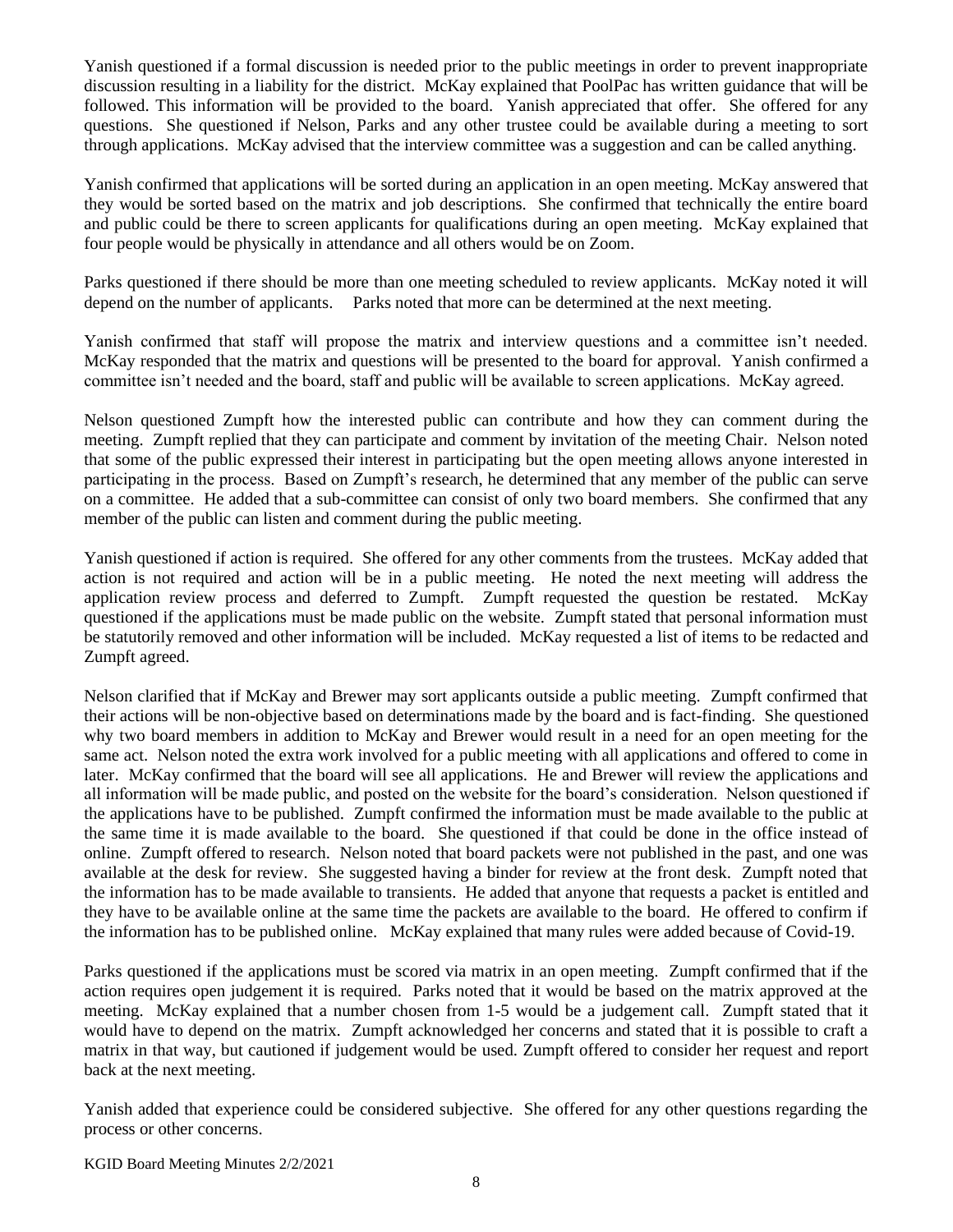Yanish questioned if a formal discussion is needed prior to the public meetings in order to prevent inappropriate discussion resulting in a liability for the district. McKay explained that PoolPac has written guidance that will be followed. This information will be provided to the board. Yanish appreciated that offer. She offered for any questions. She questioned if Nelson, Parks and any other trustee could be available during a meeting to sort through applications. McKay advised that the interview committee was a suggestion and can be called anything.

Yanish confirmed that applications will be sorted during an application in an open meeting. McKay answered that they would be sorted based on the matrix and job descriptions. She confirmed that technically the entire board and public could be there to screen applicants for qualifications during an open meeting. McKay explained that four people would be physically in attendance and all others would be on Zoom.

Parks questioned if there should be more than one meeting scheduled to review applicants. McKay noted it will depend on the number of applicants. Parks noted that more can be determined at the next meeting.

Yanish confirmed that staff will propose the matrix and interview questions and a committee isn't needed. McKay responded that the matrix and questions will be presented to the board for approval. Yanish confirmed a committee isn't needed and the board, staff and public will be available to screen applications. McKay agreed.

Nelson questioned Zumpft how the interested public can contribute and how they can comment during the meeting. Zumpft replied that they can participate and comment by invitation of the meeting Chair. Nelson noted that some of the public expressed their interest in participating but the open meeting allows anyone interested in participating in the process. Based on Zumpft's research, he determined that any member of the public can serve on a committee. He added that a sub-committee can consist of only two board members. She confirmed that any member of the public can listen and comment during the public meeting.

Yanish questioned if action is required. She offered for any other comments from the trustees. McKay added that action is not required and action will be in a public meeting. He noted the next meeting will address the application review process and deferred to Zumpft. Zumpft requested the question be restated. McKay questioned if the applications must be made public on the website. Zumpft stated that personal information must be statutorily removed and other information will be included. McKay requested a list of items to be redacted and Zumpft agreed.

Nelson clarified that if McKay and Brewer may sort applicants outside a public meeting. Zumpft confirmed that their actions will be non-objective based on determinations made by the board and is fact-finding. She questioned why two board members in addition to McKay and Brewer would result in a need for an open meeting for the same act. Nelson noted the extra work involved for a public meeting with all applications and offered to come in later. McKay confirmed that the board will see all applications. He and Brewer will review the applications and all information will be made public, and posted on the website for the board's consideration. Nelson questioned if the applications have to be published. Zumpft confirmed the information must be made available to the public at the same time it is made available to the board. She questioned if that could be done in the office instead of online. Zumpft offered to research. Nelson noted that board packets were not published in the past, and one was available at the desk for review. She suggested having a binder for review at the front desk. Zumpft noted that the information has to be made available to transients. He added that anyone that requests a packet is entitled and they have to be available online at the same time the packets are available to the board. He offered to confirm if the information has to be published online. McKay explained that many rules were added because of Covid-19.

Parks questioned if the applications must be scored via matrix in an open meeting. Zumpft confirmed that if the action requires open judgement it is required. Parks noted that it would be based on the matrix approved at the meeting. McKay explained that a number chosen from 1-5 would be a judgement call. Zumpft stated that it would have to depend on the matrix. Zumpft acknowledged her concerns and stated that it is possible to craft a matrix in that way, but cautioned if judgement would be used. Zumpft offered to consider her request and report back at the next meeting.

Yanish added that experience could be considered subjective. She offered for any other questions regarding the process or other concerns.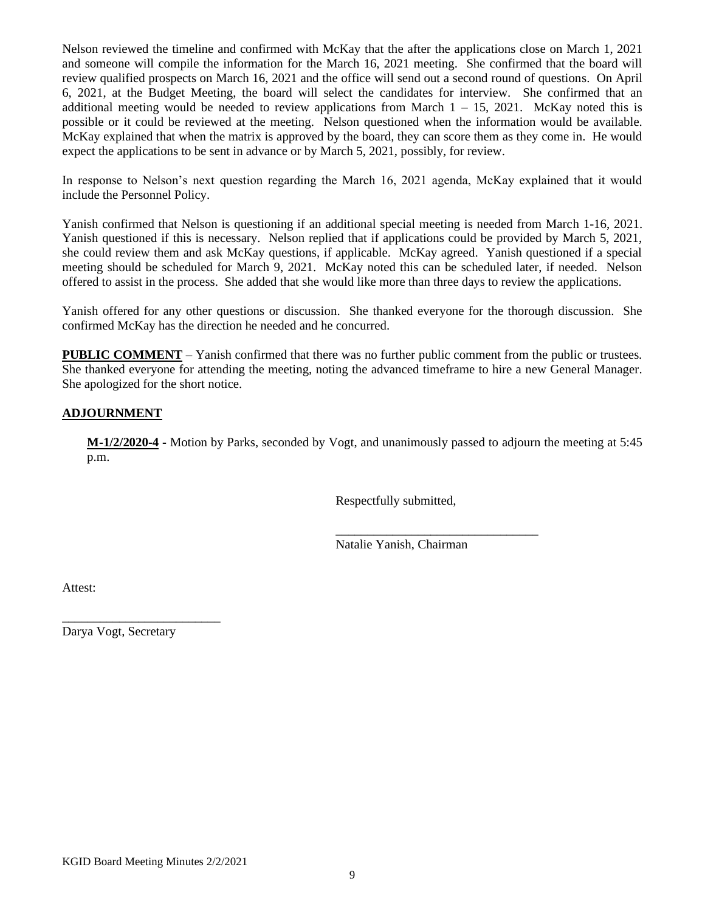Nelson reviewed the timeline and confirmed with McKay that the after the applications close on March 1, 2021 and someone will compile the information for the March 16, 2021 meeting. She confirmed that the board will review qualified prospects on March 16, 2021 and the office will send out a second round of questions. On April 6, 2021, at the Budget Meeting, the board will select the candidates for interview. She confirmed that an additional meeting would be needed to review applications from March 1 – 15, 2021. McKay noted this is possible or it could be reviewed at the meeting. Nelson questioned when the information would be available. McKay explained that when the matrix is approved by the board, they can score them as they come in. He would expect the applications to be sent in advance or by March 5, 2021, possibly, for review.

In response to Nelson's next question regarding the March 16, 2021 agenda, McKay explained that it would include the Personnel Policy.

Yanish confirmed that Nelson is questioning if an additional special meeting is needed from March 1-16, 2021. Yanish questioned if this is necessary. Nelson replied that if applications could be provided by March 5, 2021, she could review them and ask McKay questions, if applicable. McKay agreed. Yanish questioned if a special meeting should be scheduled for March 9, 2021. McKay noted this can be scheduled later, if needed. Nelson offered to assist in the process. She added that she would like more than three days to review the applications.

Yanish offered for any other questions or discussion. She thanked everyone for the thorough discussion. She confirmed McKay has the direction he needed and he concurred.

**PUBLIC COMMENT** – Yanish confirmed that there was no further public comment from the public or trustees. She thanked everyone for attending the meeting, noting the advanced timeframe to hire a new General Manager. She apologized for the short notice.

## ADJOURNMENT

**M-1/2/2020-4** - Motion by Parks, seconded by Vogt, and unanimously passed to adjourn the meeting at 5:45 p.m.

Respectfully submitted,

_______________________________
Natalie Yanish, Chairman

Attest:

_________________________
Darya Vogt, Secretary

KGID Board Meeting Minutes 2/2/2021